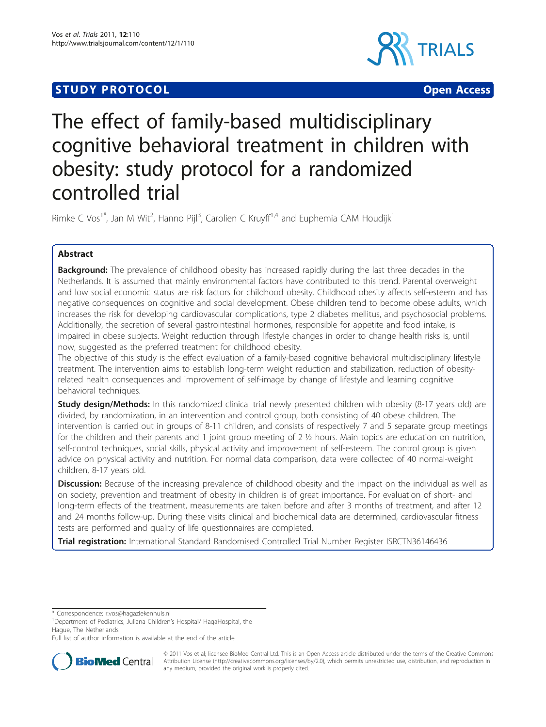STUDY PROTOCOL Open Access

# The effect of family-based multidisciplinary cognitive behavioral treatment in children with obesity: study protocol for a randomized controlled trial

Rimke C Vos[1*], Jan M Wit[2], Hanno Pijl[3], Carolien C Kruyff[1,4] and Euphemia CAM Houdijk[1]

## Abstract

**Background:** The prevalence of childhood obesity has increased rapidly during the last three decades in the Netherlands. It is assumed that mainly environmental factors have contributed to this trend. Parental overweight and low social economic status are risk factors for childhood obesity. Childhood obesity affects self-esteem and has negative consequences on cognitive and social development. Obese children tend to become obese adults, which increases the risk for developing cardiovascular complications, type 2 diabetes mellitus, and psychosocial problems. Additionally, the secretion of several gastrointestinal hormones, responsible for appetite and food intake, is impaired in obese subjects. Weight reduction through lifestyle changes in order to change health risks is, until now, suggested as the preferred treatment for childhood obesity.

The objective of this study is the effect evaluation of a family-based cognitive behavioral multidisciplinary lifestyle treatment. The intervention aims to establish long-term weight reduction and stabilization, reduction of obesity-related health consequences and improvement of self-image by change of lifestyle and learning cognitive behavioral techniques.

**Study design/Methods:** In this randomized clinical trial newly presented children with obesity (8-17 years old) are divided, by randomization, in an intervention and control group, both consisting of 40 obese children. The intervention is carried out in groups of 8-11 children, and consists of respectively 7 and 5 separate group meetings for the children and their parents and 1 joint group meeting of 2 ½ hours. Main topics are education on nutrition, self-control techniques, social skills, physical activity and improvement of self-esteem. The control group is given advice on physical activity and nutrition. For normal data comparison, data were collected of 40 normal-weight children, 8-17 years old.

**Discussion:** Because of the increasing prevalence of childhood obesity and the impact on the individual as well as on society, prevention and treatment of obesity in children is of great importance. For evaluation of short- and long-term effects of the treatment, measurements are taken before and after 3 months of treatment, and after 12 and 24 months follow-up. During these visits clinical and biochemical data are determined, cardiovascular fitness tests are performed and quality of life questionnaires are completed.

**Trial registration:** International Standard Randomised Controlled Trial Number Register ISRCTN36146436

* Correspondence: r.vos@hagaziekenhuis.nl
[1]Department of Pediatrics, Juliana Children's Hospital/ HagaHospital, the Hague, The Netherlands
Full list of author information is available at the end of the article

© 2011 Vos et al; licensee BioMed Central Ltd. This is an Open Access article distributed under the terms of the Creative Commons Attribution License (http://creativecommons.org/licenses/by/2.0), which permits unrestricted use, distribution, and reproduction in any medium, provided the original work is properly cited.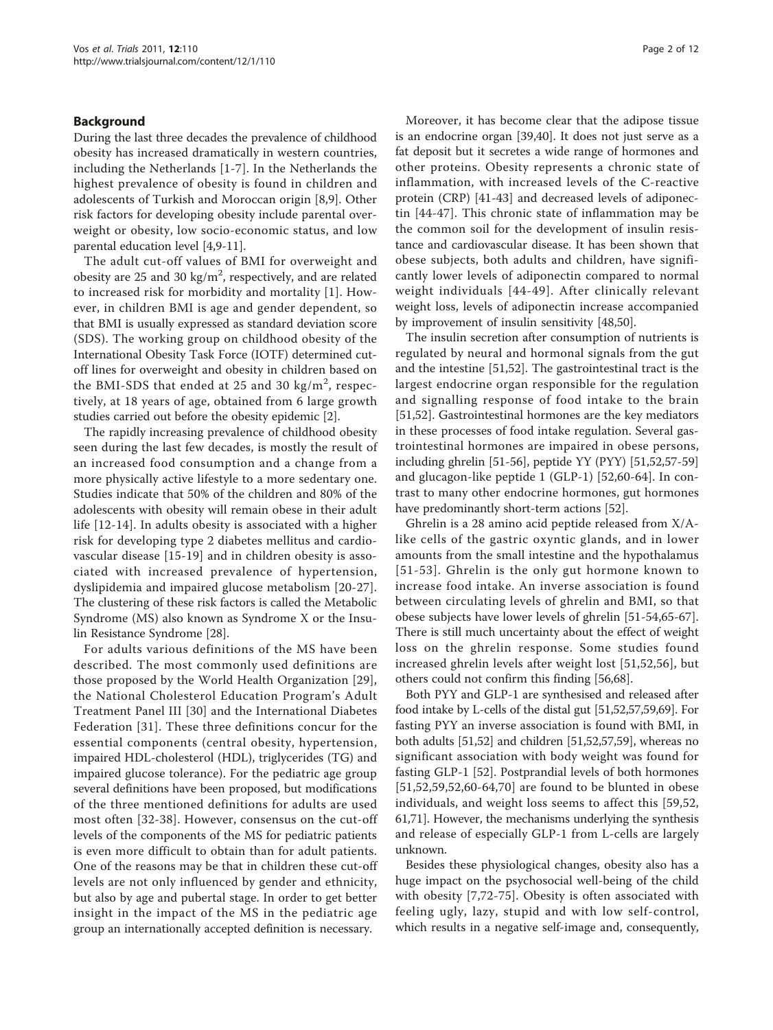## Background

During the last three decades the prevalence of childhood obesity has increased dramatically in western countries, including the Netherlands [1-7]. In the Netherlands the highest prevalence of obesity is found in children and adolescents of Turkish and Moroccan origin [8,9]. Other risk factors for developing obesity include parental overweight or obesity, low socio-economic status, and low parental education level [4,9-11].

The adult cut-off values of BMI for overweight and obesity are 25 and 30 $kg/m^2$, respectively, and are related to increased risk for morbidity and mortality [1]. However, in children BMI is age and gender dependent, so that BMI is usually expressed as standard deviation score (SDS). The working group on childhood obesity of the International Obesity Task Force (IOTF) determined cut-off lines for overweight and obesity in children based on the BMI-SDS that ended at 25 and 30 $kg/m^2$, respectively, at 18 years of age, obtained from 6 large growth studies carried out before the obesity epidemic [2].

The rapidly increasing prevalence of childhood obesity seen during the last few decades, is mostly the result of an increased food consumption and a change from a more physically active lifestyle to a more sedentary one. Studies indicate that 50% of the children and 80% of the adolescents with obesity will remain obese in their adult life [12-14]. In adults obesity is associated with a higher risk for developing type 2 diabetes mellitus and cardiovascular disease [15-19] and in children obesity is associated with increased prevalence of hypertension, dyslipidemia and impaired glucose metabolism [20-27]. The clustering of these risk factors is called the Metabolic Syndrome (MS) also known as Syndrome X or the Insulin Resistance Syndrome [28].

For adults various definitions of the MS have been described. The most commonly used definitions are those proposed by the World Health Organization [29], the National Cholesterol Education Program's Adult Treatment Panel III [30] and the International Diabetes Federation [31]. These three definitions concur for the essential components (central obesity, hypertension, impaired HDL-cholesterol (HDL), triglycerides (TG) and impaired glucose tolerance). For the pediatric age group several definitions have been proposed, but modifications of the three mentioned definitions for adults are used most often [32-38]. However, consensus on the cut-off levels of the components of the MS for pediatric patients is even more difficult to obtain than for adult patients. One of the reasons may be that in children these cut-off levels are not only influenced by gender and ethnicity, but also by age and pubertal stage. In order to get better insight in the impact of the MS in the pediatric age group an internationally accepted definition is necessary.

Moreover, it has become clear that the adipose tissue is an endocrine organ [39,40]. It does not just serve as a fat deposit but it secretes a wide range of hormones and other proteins. Obesity represents a chronic state of inflammation, with increased levels of the C-reactive protein (CRP) [41-43] and decreased levels of adiponectin [44-47]. This chronic state of inflammation may be the common soil for the development of insulin resistance and cardiovascular disease. It has been shown that obese subjects, both adults and children, have significantly lower levels of adiponectin compared to normal weight individuals [44-49]. After clinically relevant weight loss, levels of adiponectin increase accompanied by improvement of insulin sensitivity [48,50].

The insulin secretion after consumption of nutrients is regulated by neural and hormonal signals from the gut and the intestine [51,52]. The gastrointestinal tract is the largest endocrine organ responsible for the regulation and signalling response of food intake to the brain [51,52]. Gastrointestinal hormones are the key mediators in these processes of food intake regulation. Several gastrointestinal hormones are impaired in obese persons, including ghrelin [51-56], peptide YY (PYY) [51,52,57-59] and glucagon-like peptide 1 (GLP-1) [52,60-64]. In contrast to many other endocrine hormones, gut hormones have predominantly short-term actions [52].

Ghrelin is a 28 amino acid peptide released from X/A-like cells of the gastric oxyntic glands, and in lower amounts from the small intestine and the hypothalamus [51-53]. Ghrelin is the only gut hormone known to increase food intake. An inverse association is found between circulating levels of ghrelin and BMI, so that obese subjects have lower levels of ghrelin [51-54,65-67]. There is still much uncertainty about the effect of weight loss on the ghrelin response. Some studies found increased ghrelin levels after weight lost [51,52,56], but others could not confirm this finding [56,68].

Both PYY and GLP-1 are synthesised and released after food intake by L-cells of the distal gut [51,52,57,59,69]. For fasting PYY an inverse association is found with BMI, in both adults [51,52] and children [51,52,57,59], whereas no significant association with body weight was found for fasting GLP-1 [52]. Postprandial levels of both hormones [51,52,59,52,60-64,70] are found to be blunted in obese individuals, and weight loss seems to affect this [59,52,61,71]. However, the mechanisms underlying the synthesis and release of especially GLP-1 from L-cells are largely unknown.

Besides these physiological changes, obesity also has a huge impact on the psychosocial well-being of the child with obesity [7,72-75]. Obesity is often associated with feeling ugly, lazy, stupid and with low self-control, which results in a negative self-image and, consequently,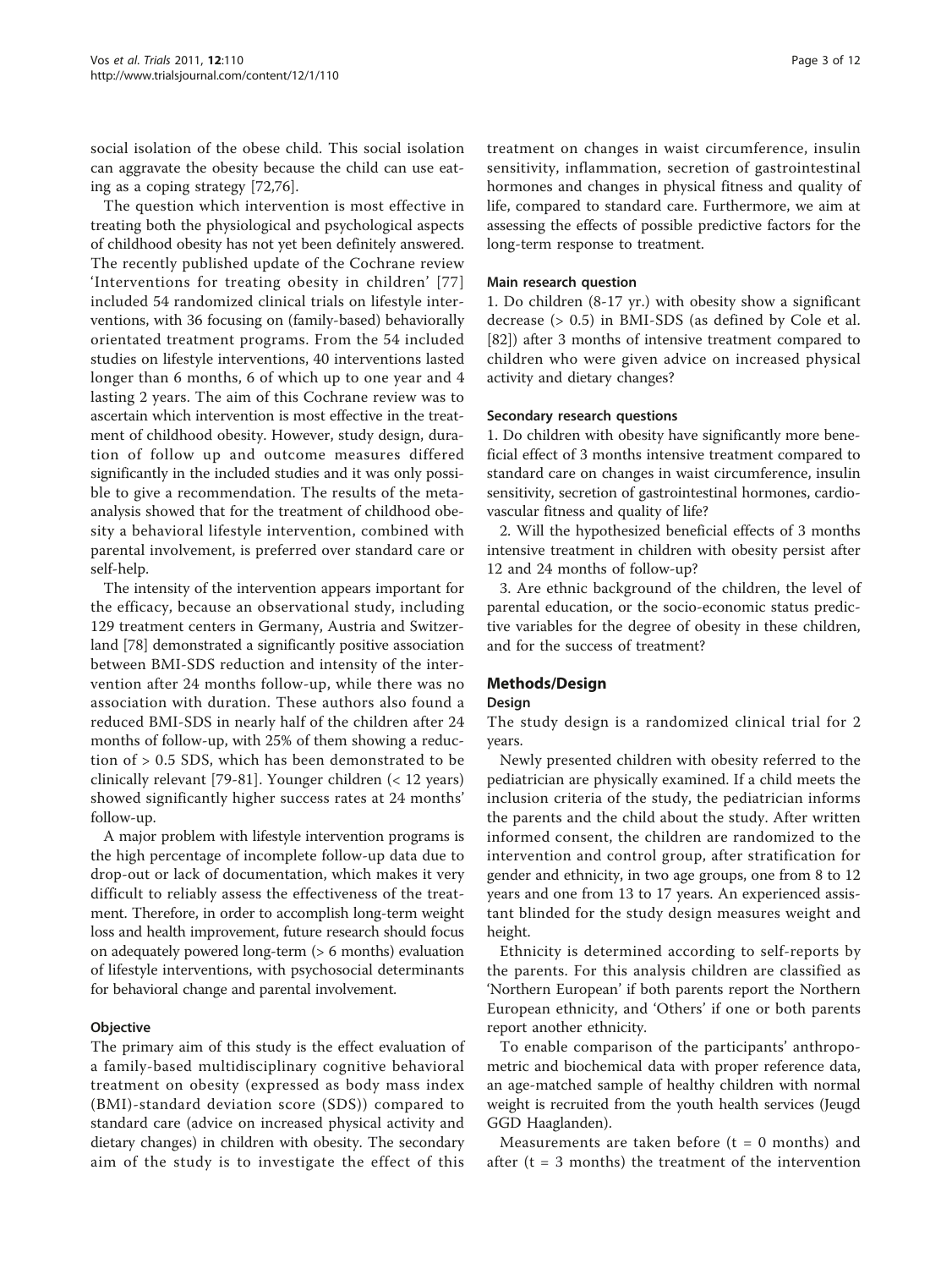social isolation of the obese child. This social isolation can aggravate the obesity because the child can use eating as a coping strategy [72,76].

The question which intervention is most effective in treating both the physiological and psychological aspects of childhood obesity has not yet been definitely answered. The recently published update of the Cochrane review 'Interventions for treating obesity in children' [77] included 54 randomized clinical trials on lifestyle interventions, with 36 focusing on (family-based) behaviorally orientated treatment programs. From the 54 included studies on lifestyle interventions, 40 interventions lasted longer than 6 months, 6 of which up to one year and 4 lasting 2 years. The aim of this Cochrane review was to ascertain which intervention is most effective in the treatment of childhood obesity. However, study design, duration of follow up and outcome measures differed significantly in the included studies and it was only possible to give a recommendation. The results of the meta-analysis showed that for the treatment of childhood obesity a behavioral lifestyle intervention, combined with parental involvement, is preferred over standard care or self-help.

The intensity of the intervention appears important for the efficacy, because an observational study, including 129 treatment centers in Germany, Austria and Switzerland [78] demonstrated a significantly positive association between BMI-SDS reduction and intensity of the intervention after 24 months follow-up, while there was no association with duration. These authors also found a reduced BMI-SDS in nearly half of the children after 24 months of follow-up, with 25% of them showing a reduction of > 0.5 SDS, which has been demonstrated to be clinically relevant [79-81]. Younger children (< 12 years) showed significantly higher success rates at 24 months' follow-up.

A major problem with lifestyle intervention programs is the high percentage of incomplete follow-up data due to drop-out or lack of documentation, which makes it very difficult to reliably assess the effectiveness of the treatment. Therefore, in order to accomplish long-term weight loss and health improvement, future research should focus on adequately powered long-term (> 6 months) evaluation of lifestyle interventions, with psychosocial determinants for behavioral change and parental involvement.

### Objective

The primary aim of this study is the effect evaluation of a family-based multidisciplinary cognitive behavioral treatment on obesity (expressed as body mass index (BMI)-standard deviation score (SDS)) compared to standard care (advice on increased physical activity and dietary changes) in children with obesity. The secondary aim of the study is to investigate the effect of this treatment on changes in waist circumference, insulin sensitivity, inflammation, secretion of gastrointestinal hormones and changes in physical fitness and quality of life, compared to standard care. Furthermore, we aim at assessing the effects of possible predictive factors for the long-term response to treatment.

### Main research question

1. Do children (8-17 yr.) with obesity show a significant decrease (> 0.5) in BMI-SDS (as defined by Cole et al. [82]) after 3 months of intensive treatment compared to children who were given advice on increased physical activity and dietary changes?

### Secondary research questions

1. Do children with obesity have significantly more beneficial effect of 3 months intensive treatment compared to standard care on changes in waist circumference, insulin sensitivity, secretion of gastrointestinal hormones, cardiovascular fitness and quality of life?

2. Will the hypothesized beneficial effects of 3 months intensive treatment in children with obesity persist after 12 and 24 months of follow-up?

3. Are ethnic background of the children, the level of parental education, or the socio-economic status predictive variables for the degree of obesity in these children, and for the success of treatment?

## Methods/Design

### Design

The study design is a randomized clinical trial for 2 years.

Newly presented children with obesity referred to the pediatrician are physically examined. If a child meets the inclusion criteria of the study, the pediatrician informs the parents and the child about the study. After written informed consent, the children are randomized to the intervention and control group, after stratification for gender and ethnicity, in two age groups, one from 8 to 12 years and one from 13 to 17 years. An experienced assistant blinded for the study design measures weight and height.

Ethnicity is determined according to self-reports by the parents. For this analysis children are classified as 'Northern European' if both parents report the Northern European ethnicity, and 'Others' if one or both parents report another ethnicity.

To enable comparison of the participants' anthropometric and biochemical data with proper reference data, an age-matched sample of healthy children with normal weight is recruited from the youth health services (Jeugd GGD Haaglanden).

Measurements are taken before (t = 0 months) and after (t = 3 months) the treatment of the intervention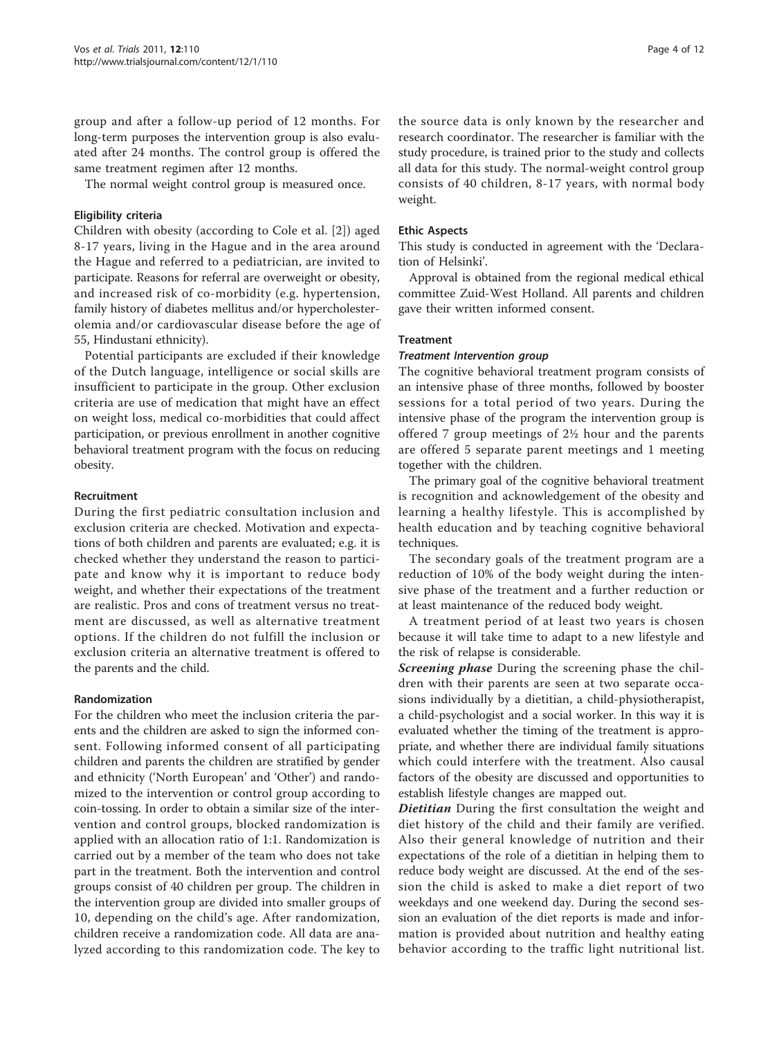group and after a follow-up period of 12 months. For long-term purposes the intervention group is also evaluated after 24 months. The control group is offered the same treatment regimen after 12 months.

The normal weight control group is measured once.

### Eligibility criteria

Children with obesity (according to Cole et al. [2]) aged 8-17 years, living in the Hague and in the area around the Hague and referred to a pediatrician, are invited to participate. Reasons for referral are overweight or obesity, and increased risk of co-morbidity (e.g. hypertension, family history of diabetes mellitus and/or hypercholesterolemia and/or cardiovascular disease before the age of 55, Hindustani ethnicity).

Potential participants are excluded if their knowledge of the Dutch language, intelligence or social skills are insufficient to participate in the group. Other exclusion criteria are use of medication that might have an effect on weight loss, medical co-morbidities that could affect participation, or previous enrollment in another cognitive behavioral treatment program with the focus on reducing obesity.

### Recruitment

During the first pediatric consultation inclusion and exclusion criteria are checked. Motivation and expectations of both children and parents are evaluated; e.g. it is checked whether they understand the reason to participate and know why it is important to reduce body weight, and whether their expectations of the treatment are realistic. Pros and cons of treatment versus no treatment are discussed, as well as alternative treatment options. If the children do not fulfill the inclusion or exclusion criteria an alternative treatment is offered to the parents and the child.

### Randomization

For the children who meet the inclusion criteria the parents and the children are asked to sign the informed consent. Following informed consent of all participating children and parents the children are stratified by gender and ethnicity ('North European' and 'Other') and randomized to the intervention or control group according to coin-tossing. In order to obtain a similar size of the intervention and control groups, blocked randomization is applied with an allocation ratio of 1:1. Randomization is carried out by a member of the team who does not take part in the treatment. Both the intervention and control groups consist of 40 children per group. The children in the intervention group are divided into smaller groups of 10, depending on the child's age. After randomization, children receive a randomization code. All data are analyzed according to this randomization code. The key to the source data is only known by the researcher and research coordinator. The researcher is familiar with the study procedure, is trained prior to the study and collects all data for this study. The normal-weight control group consists of 40 children, 8-17 years, with normal body weight.

### Ethic Aspects

This study is conducted in agreement with the 'Declaration of Helsinki'.

Approval is obtained from the regional medical ethical committee Zuid-West Holland. All parents and children gave their written informed consent.

### Treatment

#### Treatment Intervention group

The cognitive behavioral treatment program consists of an intensive phase of three months, followed by booster sessions for a total period of two years. During the intensive phase of the program the intervention group is offered 7 group meetings of 2½ hour and the parents are offered 5 separate parent meetings and 1 meeting together with the children.

The primary goal of the cognitive behavioral treatment is recognition and acknowledgement of the obesity and learning a healthy lifestyle. This is accomplished by health education and by teaching cognitive behavioral techniques.

The secondary goals of the treatment program are a reduction of 10% of the body weight during the intensive phase of the treatment and a further reduction or at least maintenance of the reduced body weight.

A treatment period of at least two years is chosen because it will take time to adapt to a new lifestyle and the risk of relapse is considerable.

***Screening phase*** During the screening phase the children with their parents are seen at two separate occasions individually by a dietitian, a child-physiotherapist, a child-psychologist and a social worker. In this way it is evaluated whether the timing of the treatment is appropriate, and whether there are individual family situations which could interfere with the treatment. Also causal factors of the obesity are discussed and opportunities to establish lifestyle changes are mapped out.

***Dietitian*** During the first consultation the weight and diet history of the child and their family are verified. Also their general knowledge of nutrition and their expectations of the role of a dietitian in helping them to reduce body weight are discussed. At the end of the session the child is asked to make a diet report of two weekdays and one weekend day. During the second session an evaluation of the diet reports is made and information is provided about nutrition and healthy eating behavior according to the traffic light nutritional list.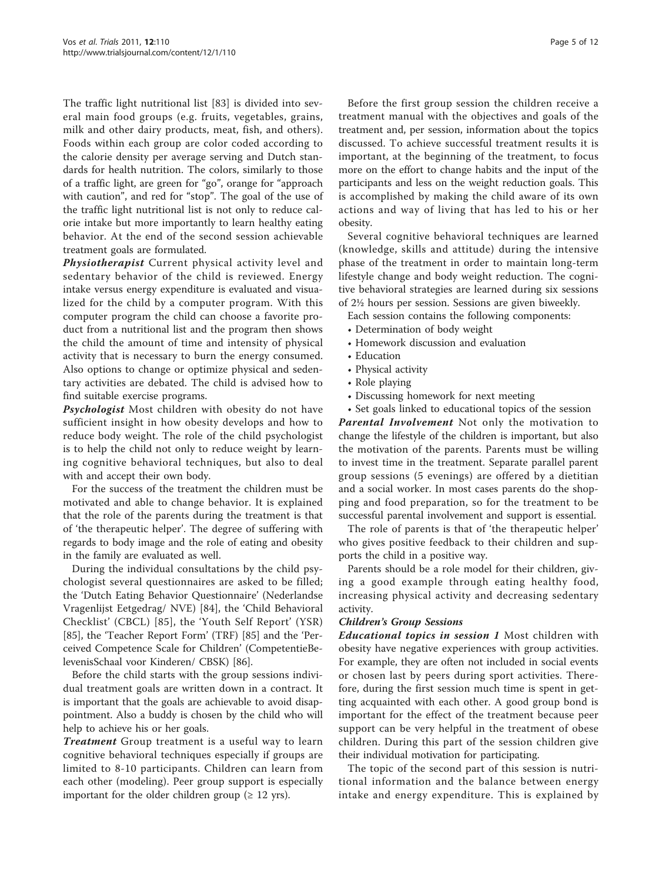The traffic light nutritional list [83] is divided into several main food groups (e.g. fruits, vegetables, grains, milk and other dairy products, meat, fish, and others). Foods within each group are color coded according to the calorie density per average serving and Dutch standards for health nutrition. The colors, similarly to those of a traffic light, are green for "go", orange for "approach with caution", and red for "stop". The goal of the use of the traffic light nutritional list is not only to reduce calorie intake but more importantly to learn healthy eating behavior. At the end of the second session achievable treatment goals are formulated.

***Physiotherapist*** Current physical activity level and sedentary behavior of the child is reviewed. Energy intake versus energy expenditure is evaluated and visualized for the child by a computer program. With this computer program the child can choose a favorite product from a nutritional list and the program then shows the child the amount of time and intensity of physical activity that is necessary to burn the energy consumed. Also options to change or optimize physical and sedentary activities are debated. The child is advised how to find suitable exercise programs.

***Psychologist*** Most children with obesity do not have sufficient insight in how obesity develops and how to reduce body weight. The role of the child psychologist is to help the child not only to reduce weight by learning cognitive behavioral techniques, but also to deal with and accept their own body.

For the success of the treatment the children must be motivated and able to change behavior. It is explained that the role of the parents during the treatment is that of 'the therapeutic helper'. The degree of suffering with regards to body image and the role of eating and obesity in the family are evaluated as well.

During the individual consultations by the child psychologist several questionnaires are asked to be filled; the 'Dutch Eating Behavior Questionnaire' (Nederlandse Vragenlijst Eetgedrag/ NVE) [84], the 'Child Behavioral Checklist' (CBCL) [85], the 'Youth Self Report' (YSR) [85], the 'Teacher Report Form' (TRF) [85] and the 'Perceived Competence Scale for Children' (CompetentieBelevenisSchaal voor Kinderen/ CBSK) [86].

Before the child starts with the group sessions individual treatment goals are written down in a contract. It is important that the goals are achievable to avoid disappointment. Also a buddy is chosen by the child who will help to achieve his or her goals.

***Treatment*** Group treatment is a useful way to learn cognitive behavioral techniques especially if groups are limited to 8-10 participants. Children can learn from each other (modeling). Peer group support is especially important for the older children group (≥ 12 yrs).

Before the first group session the children receive a treatment manual with the objectives and goals of the treatment and, per session, information about the topics discussed. To achieve successful treatment results it is important, at the beginning of the treatment, to focus more on the effort to change habits and the input of the participants and less on the weight reduction goals. This is accomplished by making the child aware of its own actions and way of living that has led to his or her obesity.

Several cognitive behavioral techniques are learned (knowledge, skills and attitude) during the intensive phase of the treatment in order to maintain long-term lifestyle change and body weight reduction. The cognitive behavioral strategies are learned during six sessions of 2½ hours per session. Sessions are given biweekly.

Each session contains the following components:

- Determination of body weight
- Homework discussion and evaluation
- Education
- Physical activity
- Role playing
- Discussing homework for next meeting
- Set goals linked to educational topics of the session

***Parental Involvement*** Not only the motivation to change the lifestyle of the children is important, but also the motivation of the parents. Parents must be willing to invest time in the treatment. Separate parallel parent group sessions (5 evenings) are offered by a dietitian and a social worker. In most cases parents do the shopping and food preparation, so for the treatment to be successful parental involvement and support is essential.

The role of parents is that of 'the therapeutic helper' who gives positive feedback to their children and supports the child in a positive way.

Parents should be a role model for their children, giving a good example through eating healthy food, increasing physical activity and decreasing sedentary activity.

***Children's Group Sessions***

***Educational topics in session 1*** Most children with obesity have negative experiences with group activities. For example, they are often not included in social events or chosen last by peers during sport activities. Therefore, during the first session much time is spent in getting acquainted with each other. A good group bond is important for the effect of the treatment because peer support can be very helpful in the treatment of obese children. During this part of the session children give their individual motivation for participating.

The topic of the second part of this session is nutritional information and the balance between energy intake and energy expenditure. This is explained by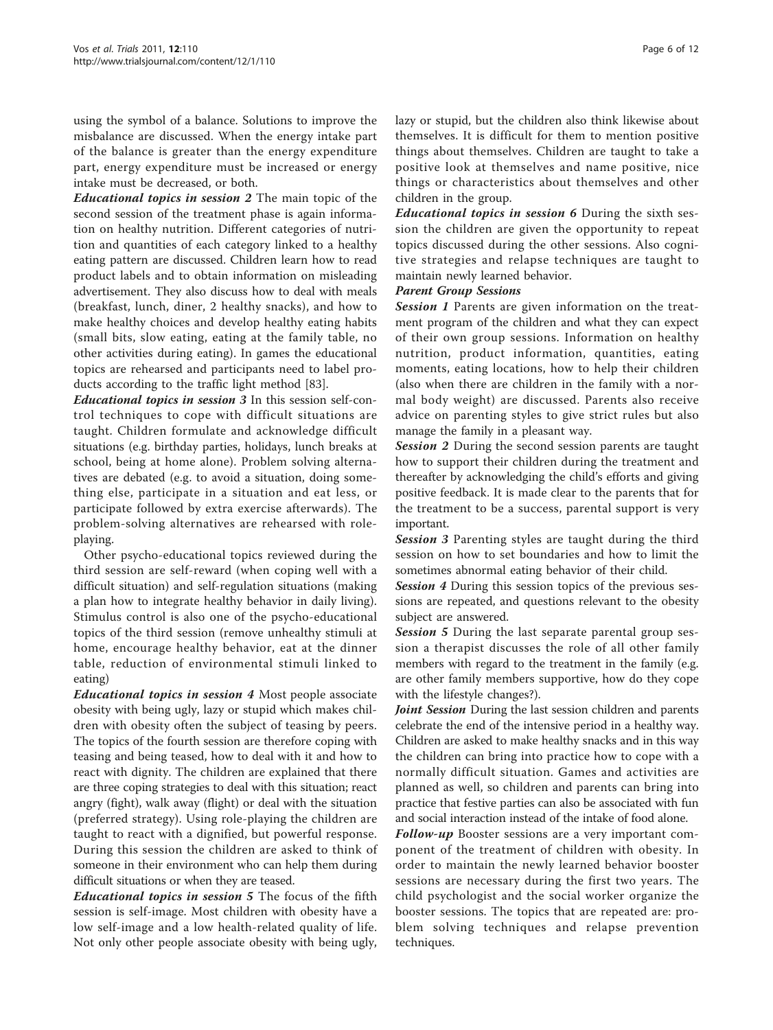using the symbol of a balance. Solutions to improve the misbalance are discussed. When the energy intake part of the balance is greater than the energy expenditure part, energy expenditure must be increased or energy intake must be decreased, or both.

***Educational topics in session 2*** The main topic of the second session of the treatment phase is again information on healthy nutrition. Different categories of nutrition and quantities of each category linked to a healthy eating pattern are discussed. Children learn how to read product labels and to obtain information on misleading advertisement. They also discuss how to deal with meals (breakfast, lunch, diner, 2 healthy snacks), and how to make healthy choices and develop healthy eating habits (small bits, slow eating, eating at the family table, no other activities during eating). In games the educational topics are rehearsed and participants need to label products according to the traffic light method [83].

***Educational topics in session 3*** In this session self-control techniques to cope with difficult situations are taught. Children formulate and acknowledge difficult situations (e.g. birthday parties, holidays, lunch breaks at school, being at home alone). Problem solving alternatives are debated (e.g. to avoid a situation, doing something else, participate in a situation and eat less, or participate followed by extra exercise afterwards). The problem-solving alternatives are rehearsed with role-playing.

Other psycho-educational topics reviewed during the third session are self-reward (when coping well with a difficult situation) and self-regulation situations (making a plan how to integrate healthy behavior in daily living). Stimulus control is also one of the psycho-educational topics of the third session (remove unhealthy stimuli at home, encourage healthy behavior, eat at the dinner table, reduction of environmental stimuli linked to eating)

***Educational topics in session 4*** Most people associate obesity with being ugly, lazy or stupid which makes children with obesity often the subject of teasing by peers. The topics of the fourth session are therefore coping with teasing and being teased, how to deal with it and how to react with dignity. The children are explained that there are three coping strategies to deal with this situation; react angry (fight), walk away (flight) or deal with the situation (preferred strategy). Using role-playing the children are taught to react with a dignified, but powerful response. During this session the children are asked to think of someone in their environment who can help them during difficult situations or when they are teased.

***Educational topics in session 5*** The focus of the fifth session is self-image. Most children with obesity have a low self-image and a low health-related quality of life. Not only other people associate obesity with being ugly, lazy or stupid, but the children also think likewise about themselves. It is difficult for them to mention positive things about themselves. Children are taught to take a positive look at themselves and name positive, nice things or characteristics about themselves and other children in the group.

***Educational topics in session 6*** During the sixth session the children are given the opportunity to repeat topics discussed during the other sessions. Also cognitive strategies and relapse techniques are taught to maintain newly learned behavior.

***Parent Group Sessions***

***Session 1*** Parents are given information on the treatment program of the children and what they can expect of their own group sessions. Information on healthy nutrition, product information, quantities, eating moments, eating locations, how to help their children (also when there are children in the family with a normal body weight) are discussed. Parents also receive advice on parenting styles to give strict rules but also manage the family in a pleasant way.

***Session 2*** During the second session parents are taught how to support their children during the treatment and thereafter by acknowledging the child's efforts and giving positive feedback. It is made clear to the parents that for the treatment to be a success, parental support is very important.

***Session 3*** Parenting styles are taught during the third session on how to set boundaries and how to limit the sometimes abnormal eating behavior of their child.

***Session 4*** During this session topics of the previous sessions are repeated, and questions relevant to the obesity subject are answered.

***Session 5*** During the last separate parental group session a therapist discusses the role of all other family members with regard to the treatment in the family (e.g. are other family members supportive, how do they cope with the lifestyle changes?).

***Joint Session*** During the last session children and parents celebrate the end of the intensive period in a healthy way. Children are asked to make healthy snacks and in this way the children can bring into practice how to cope with a normally difficult situation. Games and activities are planned as well, so children and parents can bring into practice that festive parties can also be associated with fun and social interaction instead of the intake of food alone.

***Follow-up*** Booster sessions are a very important component of the treatment of children with obesity. In order to maintain the newly learned behavior booster sessions are necessary during the first two years. The child psychologist and the social worker organize the booster sessions. The topics that are repeated are: problem solving techniques and relapse prevention techniques.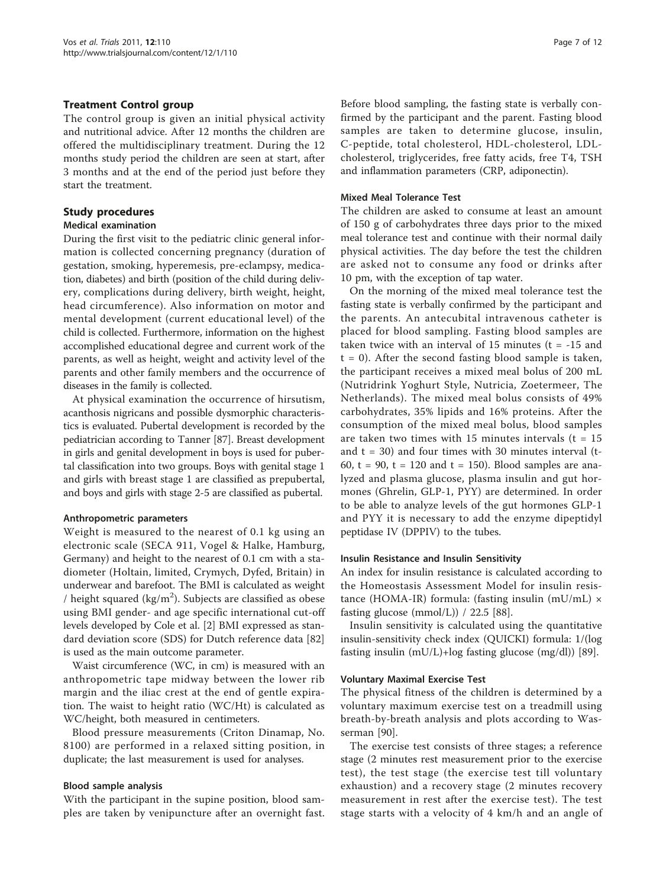## Treatment Control group

The control group is given an initial physical activity and nutritional advice. After 12 months the children are offered the multidisciplinary treatment. During the 12 months study period the children are seen at start, after 3 months and at the end of the period just before they start the treatment.

## Study procedures

### Medical examination

During the first visit to the pediatric clinic general information is collected concerning pregnancy (duration of gestation, smoking, hyperemesis, pre-eclampsy, medication, diabetes) and birth (position of the child during delivery, complications during delivery, birth weight, height, head circumference). Also information on motor and mental development (current educational level) of the child is collected. Furthermore, information on the highest accomplished educational degree and current work of the parents, as well as height, weight and activity level of the parents and other family members and the occurrence of diseases in the family is collected.

At physical examination the occurrence of hirsutism, acanthosis nigricans and possible dysmorphic characteristics is evaluated. Pubertal development is recorded by the pediatrician according to Tanner [87]. Breast development in girls and genital development in boys is used for pubertal classification into two groups. Boys with genital stage 1 and girls with breast stage 1 are classified as prepubertal, and boys and girls with stage 2-5 are classified as pubertal.

### Anthropometric parameters

Weight is measured to the nearest of 0.1 kg using an electronic scale (SECA 911, Vogel & Halke, Hamburg, Germany) and height to the nearest of 0.1 cm with a stadiometer (Holtain, limited, Crymych, Dyfed, Britain) in underwear and barefoot. The BMI is calculated as weight / height squared (kg/m$^2$). Subjects are classified as obese using BMI gender- and age specific international cut-off levels developed by Cole et al. [2] BMI expressed as standard deviation score (SDS) for Dutch reference data [82] is used as the main outcome parameter.

Waist circumference (WC, in cm) is measured with an anthropometric tape midway between the lower rib margin and the iliac crest at the end of gentle expiration. The waist to height ratio (WC/Ht) is calculated as WC/height, both measured in centimeters.

Blood pressure measurements (Criton Dinamap, No. 8100) are performed in a relaxed sitting position, in duplicate; the last measurement is used for analyses.

### Blood sample analysis

With the participant in the supine position, blood samples are taken by venipuncture after an overnight fast. Before blood sampling, the fasting state is verbally confirmed by the participant and the parent. Fasting blood samples are taken to determine glucose, insulin, C-peptide, total cholesterol, HDL-cholesterol, LDL-cholesterol, triglycerides, free fatty acids, free T4, TSH and inflammation parameters (CRP, adiponectin).

### Mixed Meal Tolerance Test

The children are asked to consume at least an amount of 150 g of carbohydrates three days prior to the mixed meal tolerance test and continue with their normal daily physical activities. The day before the test the children are asked not to consume any food or drinks after 10 pm, with the exception of tap water.

On the morning of the mixed meal tolerance test the fasting state is verbally confirmed by the participant and the parents. An antecubital intravenous catheter is placed for blood sampling. Fasting blood samples are taken twice with an interval of 15 minutes ($t = -15$ and $t = 0$). After the second fasting blood sample is taken, the participant receives a mixed meal bolus of 200 mL (Nutridrink Yoghurt Style, Nutricia, Zoetermeer, The Netherlands). The mixed meal bolus consists of 49% carbohydrates, 35% lipids and 16% proteins. After the consumption of the mixed meal bolus, blood samples are taken two times with 15 minutes intervals ($t = 15$ and $t = 30$) and four times with 30 minutes interval (t-60, $t = 90$, $t = 120$ and $t = 150$). Blood samples are analyzed and plasma glucose, plasma insulin and gut hormones (Ghrelin, GLP-1, PYY) are determined. In order to be able to analyze levels of the gut hormones GLP-1 and PYY it is necessary to add the enzyme dipeptidyl peptidase IV (DPPIV) to the tubes.

### Insulin Resistance and Insulin Sensitivity

An index for insulin resistance is calculated according to the Homeostasis Assessment Model for insulin resistance (HOMA-IR) formula: (fasting insulin (mU/mL) × fasting glucose (mmol/L)) / 22.5 [88].

Insulin sensitivity is calculated using the quantitative insulin-sensitivity check index (QUICKI) formula: 1/(log fasting insulin (mU/L)+log fasting glucose (mg/dl)) [89].

### Voluntary Maximal Exercise Test

The physical fitness of the children is determined by a voluntary maximum exercise test on a treadmill using breath-by-breath analysis and plots according to Wasserman [90].

The exercise test consists of three stages; a reference stage (2 minutes rest measurement prior to the exercise test), the test stage (the exercise test till voluntary exhaustion) and a recovery stage (2 minutes recovery measurement in rest after the exercise test). The test stage starts with a velocity of 4 km/h and an angle of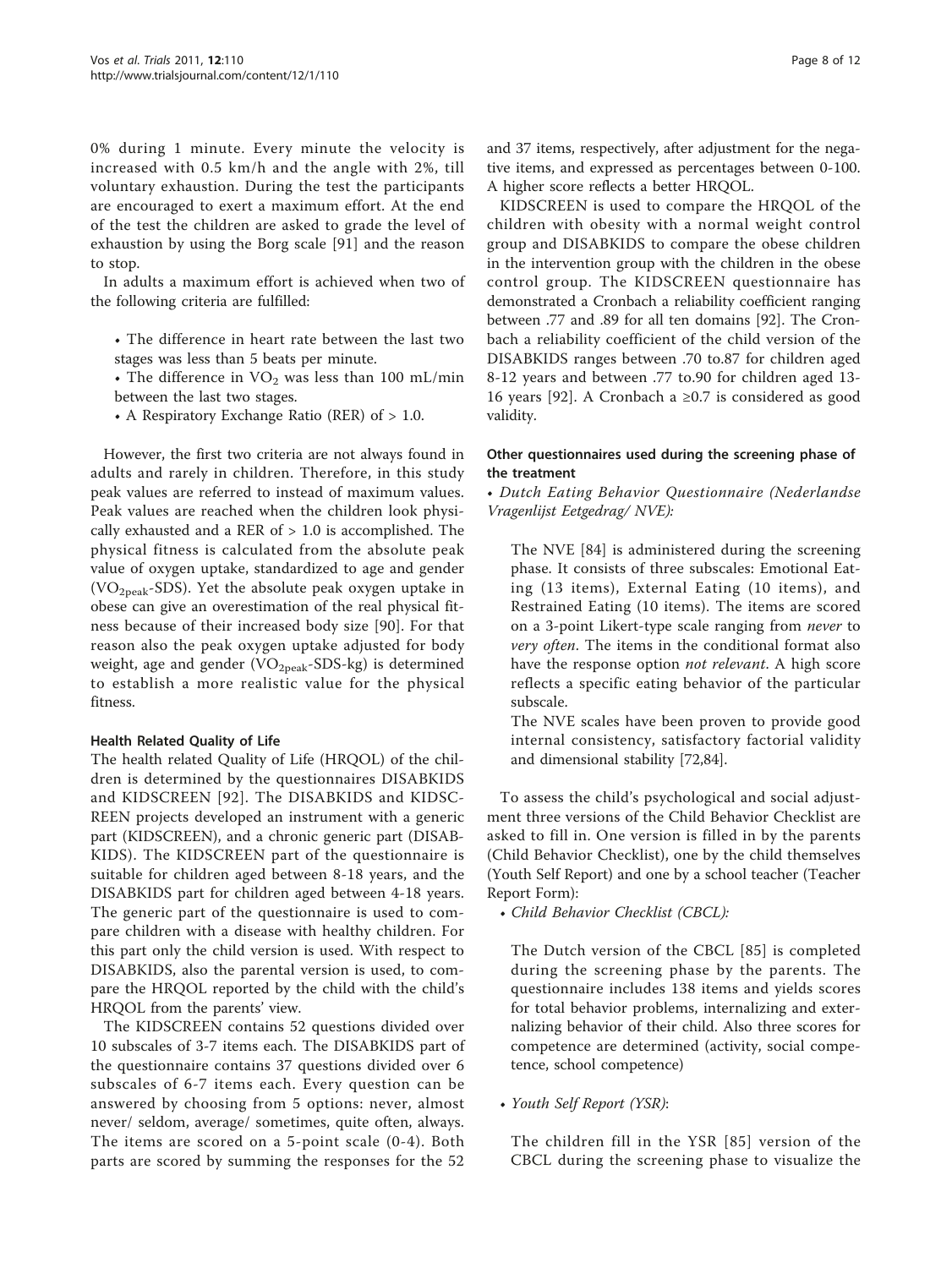0% during 1 minute. Every minute the velocity is increased with 0.5 km/h and the angle with 2%, till voluntary exhaustion. During the test the participants are encouraged to exert a maximum effort. At the end of the test the children are asked to grade the level of exhaustion by using the Borg scale [91] and the reason to stop.

In adults a maximum effort is achieved when two of the following criteria are fulfilled:

- The difference in heart rate between the last two stages was less than 5 beats per minute.
- The difference in $VO_2$ was less than 100 mL/min between the last two stages.
- A Respiratory Exchange Ratio (RER) of > 1.0.

However, the first two criteria are not always found in adults and rarely in children. Therefore, in this study peak values are referred to instead of maximum values. Peak values are reached when the children look physically exhausted and a RER of > 1.0 is accomplished. The physical fitness is calculated from the absolute peak value of oxygen uptake, standardized to age and gender ($VO_{2peak}$-SDS). Yet the absolute peak oxygen uptake in obese can give an overestimation of the real physical fitness because of their increased body size [90]. For that reason also the peak oxygen uptake adjusted for body weight, age and gender ($VO_{2peak}$-SDS-kg) is determined to establish a more realistic value for the physical fitness.

#### Health Related Quality of Life

The health related Quality of Life (HRQOL) of the children is determined by the questionnaires DISABKIDS and KIDSCREEN [92]. The DISABKIDS and KIDSCREEN projects developed an instrument with a generic part (KIDSCREEN), and a chronic generic part (DISABKIDS). The KIDSCREEN part of the questionnaire is suitable for children aged between 8-18 years, and the DISABKIDS part for children aged between 4-18 years. The generic part of the questionnaire is used to compare children with a disease with healthy children. For this part only the child version is used. With respect to DISABKIDS, also the parental version is used, to compare the HRQOL reported by the child with the child's HRQOL from the parents' view.

The KIDSCREEN contains 52 questions divided over 10 subscales of 3-7 items each. The DISABKIDS part of the questionnaire contains 37 questions divided over 6 subscales of 6-7 items each. Every question can be answered by choosing from 5 options: never, almost never/ seldom, average/ sometimes, quite often, always. The items are scored on a 5-point scale (0-4). Both parts are scored by summing the responses for the 52 and 37 items, respectively, after adjustment for the negative items, and expressed as percentages between 0-100. A higher score reflects a better HRQOL.

KIDSCREEN is used to compare the HRQOL of the children with obesity with a normal weight control group and DISABKIDS to compare the obese children in the intervention group with the children in the obese control group. The KIDSCREEN questionnaire has demonstrated a Cronbach $\alpha$ reliability coefficient ranging between .77 and .89 for all ten domains [92]. The Cronbach $\alpha$ reliability coefficient of the child version of the DISABKIDS ranges between .70 to.87 for children aged 8-12 years and between .77 to.90 for children aged 13-16 years [92]. A Cronbach $\alpha \geq 0.7$ is considered as good validity.

#### Other questionnaires used during the screening phase of the treatment

- *Dutch Eating Behavior Questionnaire (Nederlandse Vragenlijst Eetgedrag/ NVE):*

  The NVE [84] is administered during the screening phase. It consists of three subscales: Emotional Eating (13 items), External Eating (10 items), and Restrained Eating (10 items). The items are scored on a 3-point Likert-type scale ranging from *never* to *very often*. The items in the conditional format also have the response option *not relevant*. A high score reflects a specific eating behavior of the particular subscale.

  The NVE scales have been proven to provide good internal consistency, satisfactory factorial validity and dimensional stability [72,84].

To assess the child's psychological and social adjustment three versions of the Child Behavior Checklist are asked to fill in. One version is filled in by the parents (Child Behavior Checklist), one by the child themselves (Youth Self Report) and one by a school teacher (Teacher Report Form):

- *Child Behavior Checklist (CBCL):*

  The Dutch version of the CBCL [85] is completed during the screening phase by the parents. The questionnaire includes 138 items and yields scores for total behavior problems, internalizing and externalizing behavior of their child. Also three scores for competence are determined (activity, social competence, school competence)

- *Youth Self Report (YSR)*:

  The children fill in the YSR [85] version of the CBCL during the screening phase to visualize the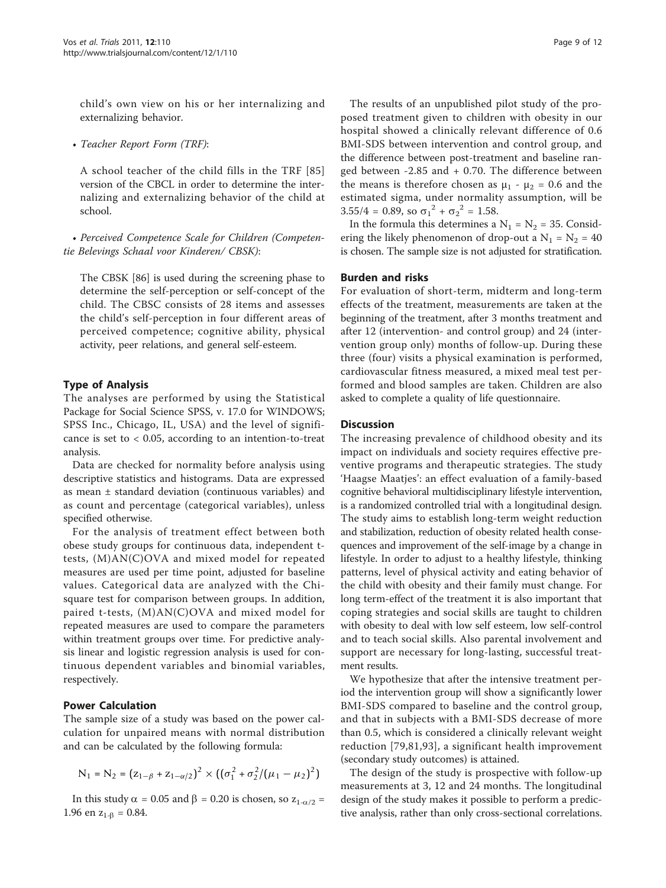child's own view on his or her internalizing and externalizing behavior.

• *Teacher Report Form (TRF)*:

A school teacher of the child fills in the TRF [85] version of the CBCL in order to determine the internalizing and externalizing behavior of the child at school.

• *Perceived Competence Scale for Children (Competentie Belevings Schaal voor Kinderen/ CBSK)*:

The CBSK [86] is used during the screening phase to determine the self-perception or self-concept of the child. The CBSC consists of 28 items and assesses the child's self-perception in four different areas of perceived competence; cognitive ability, physical activity, peer relations, and general self-esteem.

## Type of Analysis

The analyses are performed by using the Statistical Package for Social Science SPSS, v. 17.0 for WINDOWS; SPSS Inc., Chicago, IL, USA) and the level of significance is set to < 0.05, according to an intention-to-treat analysis.

Data are checked for normality before analysis using descriptive statistics and histograms. Data are expressed as mean ± standard deviation (continuous variables) and as count and percentage (categorical variables), unless specified otherwise.

For the analysis of treatment effect between both obese study groups for continuous data, independent t-tests, (M)AN(C)OVA and mixed model for repeated measures are used per time point, adjusted for baseline values. Categorical data are analyzed with the Chi-square test for comparison between groups. In addition, paired t-tests, (M)AN(C)OVA and mixed model for repeated measures are used to compare the parameters within treatment groups over time. For predictive analysis linear and logistic regression analysis is used for continuous dependent variables and binomial variables, respectively.

## Power Calculation

The sample size of a study was based on the power calculation for unpaired means with normal distribution and can be calculated by the following formula:

$$N_1 = N_2 = (z_{1-\beta} + z_{1-\alpha/2})^2 \times ((\sigma_1^2 + \sigma_2^2/(\mu_1 - \mu_2)^2)$$

In this study $\alpha = 0.05$ and $\beta = 0.20$ is chosen, so $z_{1-\alpha/2} = 1.96$ en $z_{1-\beta} = 0.84$.

The results of an unpublished pilot study of the proposed treatment given to children with obesity in our hospital showed a clinically relevant difference of 0.6 BMI-SDS between intervention and control group, and the difference between post-treatment and baseline ranged between -2.85 and + 0.70. The difference between the means is therefore chosen as $\mu_1 - \mu_2 = 0.6$ and the estimated sigma, under normality assumption, will be $3.55/4 = 0.89$, so $\sigma_1^2 + \sigma_2^2 = 1.58$.

In the formula this determines a $N_1 = N_2 = 35$. Considering the likely phenomenon of drop-out a $N_1 = N_2 = 40$ is chosen. The sample size is not adjusted for stratification.

## Burden and risks

For evaluation of short-term, midterm and long-term effects of the treatment, measurements are taken at the beginning of the treatment, after 3 months treatment and after 12 (intervention- and control group) and 24 (intervention group only) months of follow-up. During these three (four) visits a physical examination is performed, cardiovascular fitness measured, a mixed meal test performed and blood samples are taken. Children are also asked to complete a quality of life questionnaire.

## Discussion

The increasing prevalence of childhood obesity and its impact on individuals and society requires effective preventive programs and therapeutic strategies. The study 'Haagse Maatjes': an effect evaluation of a family-based cognitive behavioral multidisciplinary lifestyle intervention, is a randomized controlled trial with a longitudinal design. The study aims to establish long-term weight reduction and stabilization, reduction of obesity related health consequences and improvement of the self-image by a change in lifestyle. In order to adjust to a healthy lifestyle, thinking patterns, level of physical activity and eating behavior of the child with obesity and their family must change. For long term-effect of the treatment it is also important that coping strategies and social skills are taught to children with obesity to deal with low self esteem, low self-control and to teach social skills. Also parental involvement and support are necessary for long-lasting, successful treatment results.

We hypothesize that after the intensive treatment period the intervention group will show a significantly lower BMI-SDS compared to baseline and the control group, and that in subjects with a BMI-SDS decrease of more than 0.5, which is considered a clinically relevant weight reduction [79,81,93], a significant health improvement (secondary study outcomes) is attained.

The design of the study is prospective with follow-up measurements at 3, 12 and 24 months. The longitudinal design of the study makes it possible to perform a predictive analysis, rather than only cross-sectional correlations.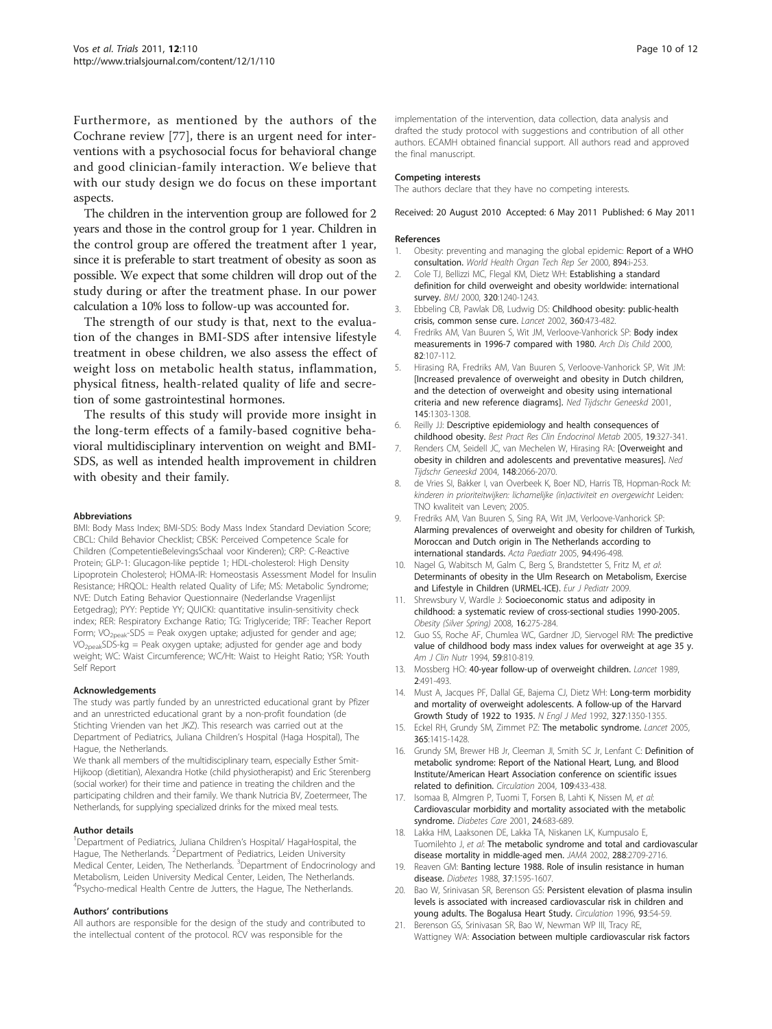Furthermore, as mentioned by the authors of the Cochrane review [77], there is an urgent need for interventions with a psychosocial focus for behavioral change and good clinician-family interaction. We believe that with our study design we do focus on these important aspects.

The children in the intervention group are followed for 2 years and those in the control group for 1 year. Children in the control group are offered the treatment after 1 year, since it is preferable to start treatment of obesity as soon as possible. We expect that some children will drop out of the study during or after the treatment phase. In our power calculation a 10% loss to follow-up was accounted for.

The strength of our study is that, next to the evaluation of the changes in BMI-SDS after intensive lifestyle treatment in obese children, we also assess the effect of weight loss on metabolic health status, inflammation, physical fitness, health-related quality of life and secretion of some gastrointestinal hormones.

The results of this study will provide more insight in the long-term effects of a family-based cognitive behavioral multidisciplinary intervention on weight and BMI-SDS, as well as intended health improvement in children with obesity and their family.

#### Abbreviations

BMI: Body Mass Index; BMI-SDS: Body Mass Index Standard Deviation Score; CBCL: Child Behavior Checklist; CBSK: Perceived Competence Scale for Children (CompetentieBelevingsSchaal voor Kinderen); CRP: C-Reactive Protein; GLP-1: Glucagon-like peptide 1; HDL-cholesterol: High Density Lipoprotein Cholesterol; HOMA-IR: Homeostasis Assessment Model for Insulin Resistance; HRQOL: Health related Quality of Life; MS: Metabolic Syndrome; NVE: Dutch Eating Behavior Questionnaire (Nederlandse Vragenlijst Eetgedrag); PYY: Peptide YY; QUICKI: quantitative insulin-sensitivity check index; RER: Respiratory Exchange Ratio; TG: Triglyceride; TRF: Teacher Report Form; $VO_{2peak}$-SDS = Peak oxygen uptake; adjusted for gender and age; $VO_{2peak}$SDS-kg = Peak oxygen uptake; adjusted for gender age and body weight; WC: Waist Circumference; WC/Ht: Waist to Height Ratio; YSR: Youth Self Report

#### Acknowledgements

The study was partly funded by an unrestricted educational grant by Pfizer and an unrestricted educational grant by a non-profit foundation (de Stichting Vrienden van het JKZ). This research was carried out at the Department of Pediatrics, Juliana Children's Hospital (Haga Hospital), The Hague, the Netherlands.

We thank all members of the multidisciplinary team, especially Esther Smit-Hijkoop (dietitian), Alexandra Hotke (child physiotherapist) and Eric Sterenberg (social worker) for their time and patience in treating the children and the participating children and their family. We thank Nutricia BV, Zoetermeer, The Netherlands, for supplying specialized drinks for the mixed meal tests.

#### Author details

[1]Department of Pediatrics, Juliana Children's Hospital/ HagaHospital, the Hague, The Netherlands. [2]Department of Pediatrics, Leiden University Medical Center, Leiden, The Netherlands. [3]Department of Endocrinology and Metabolism, Leiden University Medical Center, Leiden, The Netherlands. [4]Psycho-medical Health Centre de Jutters, the Hague, The Netherlands.

#### Authors' contributions

All authors are responsible for the design of the study and contributed to the intellectual content of the protocol. RCV was responsible for the implementation of the intervention, data collection, data analysis and drafted the study protocol with suggestions and contribution of all other authors. ECAMH obtained financial support. All authors read and approved the final manuscript.

#### Competing interests

The authors declare that they have no competing interests.

Received: 20 August 2010 Accepted: 6 May 2011 Published: 6 May 2011

#### References

1. Obesity: preventing and managing the global epidemic: **Report of a WHO consultation.** *World Health Organ Tech Rep Ser* 2000, **894**:i-253.
2. Cole TJ, Bellizzi MC, Flegal KM, Dietz WH: **Establishing a standard definition for child overweight and obesity worldwide: international survey.** *BMJ* 2000, **320**:1240-1243.
3. Ebbeling CB, Pawlak DB, Ludwig DS: **Childhood obesity: public-health crisis, common sense cure.** *Lancet* 2002, **360**:473-482.
4. Fredriks AM, Van Buuren S, Wit JM, Verloove-Vanhorick SP: **Body index measurements in 1996-7 compared with 1980.** *Arch Dis Child* 2000, **82**:107-112.
5. Hirasing RA, Fredriks AM, Van Buuren S, Verloove-Vanhorick SP, Wit JM: **[Increased prevalence of overweight and obesity in Dutch children, and the detection of overweight and obesity using international criteria and new reference diagrams].** *Ned Tijdschr Geneeskd* 2001, **145**:1303-1308.
6. Reilly JJ: **Descriptive epidemiology and health consequences of childhood obesity.** *Best Pract Res Clin Endocrinol Metab* 2005, **19**:327-341.
7. Renders CM, Seidell JC, van Mechelen W, Hirasing RA: **[Overweight and obesity in children and adolescents and preventative measures].** *Ned Tijdschr Geneeskd* 2004, **148**:2066-2070.
8. de Vries SI, Bakker I, van Overbeek K, Boer ND, Harris TB, Hopman-Rock M: *kinderen in prioriteitwijken: lichamelijke (in)activiteit en overgewicht* Leiden: TNO kwaliteit van Leven; 2005.
9. Fredriks AM, Van Buuren S, Sing RA, Wit JM, Verloove-Vanhorick SP: **Alarming prevalences of overweight and obesity for children of Turkish, Moroccan and Dutch origin in The Netherlands according to international standards.** *Acta Paediatr* 2005, **94**:496-498.
10. Nagel G, Wabitsch M, Galm C, Berg S, Brandstetter S, Fritz M, *et al*: **Determinants of obesity in the Ulm Research on Metabolism, Exercise and Lifestyle in Children (URMEL-ICE).** *Eur J Pediatr* 2009.
11. Shrewsbury V, Wardle J: **Socioeconomic status and adiposity in childhood: a systematic review of cross-sectional studies 1990-2005.** *Obesity (Silver Spring)* 2008, **16**:275-284.
12. Guo SS, Roche AF, Chumlea WC, Gardner JD, Siervogel RM: **The predictive value of childhood body mass index values for overweight at age 35 y.** *Am J Clin Nutr* 1994, **59**:810-819.
13. Mossberg HO: **40-year follow-up of overweight children.** *Lancet* 1989, **2**:491-493.
14. Must A, Jacques PF, Dallal GE, Bajema CJ, Dietz WH: **Long-term morbidity and mortality of overweight adolescents. A follow-up of the Harvard Growth Study of 1922 to 1935.** *N Engl J Med* 1992, **327**:1350-1355.
15. Eckel RH, Grundy SM, Zimmet PZ: **The metabolic syndrome.** *Lancet* 2005, **365**:1415-1428.
16. Grundy SM, Brewer HB Jr, Cleeman JI, Smith SC Jr, Lenfant C: **Definition of metabolic syndrome: Report of the National Heart, Lung, and Blood Institute/American Heart Association conference on scientific issues related to definition.** *Circulation* 2004, **109**:433-438.
17. Isomaa B, Almgren P, Tuomi T, Forsen B, Lahti K, Nissen M, *et al*: **Cardiovascular morbidity and mortality associated with the metabolic syndrome.** *Diabetes Care* 2001, **24**:683-689.
18. Lakka HM, Laaksonen DE, Lakka TA, Niskanen LK, Kumpusalo E, Tuomilehto J, *et al*: **The metabolic syndrome and total and cardiovascular disease mortality in middle-aged men.** *JAMA* 2002, **288**:2709-2716.
19. Reaven GM: **Banting lecture 1988. Role of insulin resistance in human disease.** *Diabetes* 1988, **37**:1595-1607.
20. Bao W, Srinivasan SR, Berenson GS: **Persistent elevation of plasma insulin levels is associated with increased cardiovascular risk in children and young adults. The Bogalusa Heart Study.** *Circulation* 1996, **93**:54-59.
21. Berenson GS, Srinivasan SR, Bao W, Newman WP III, Tracy RE, Wattigney WA: **Association between multiple cardiovascular risk factors**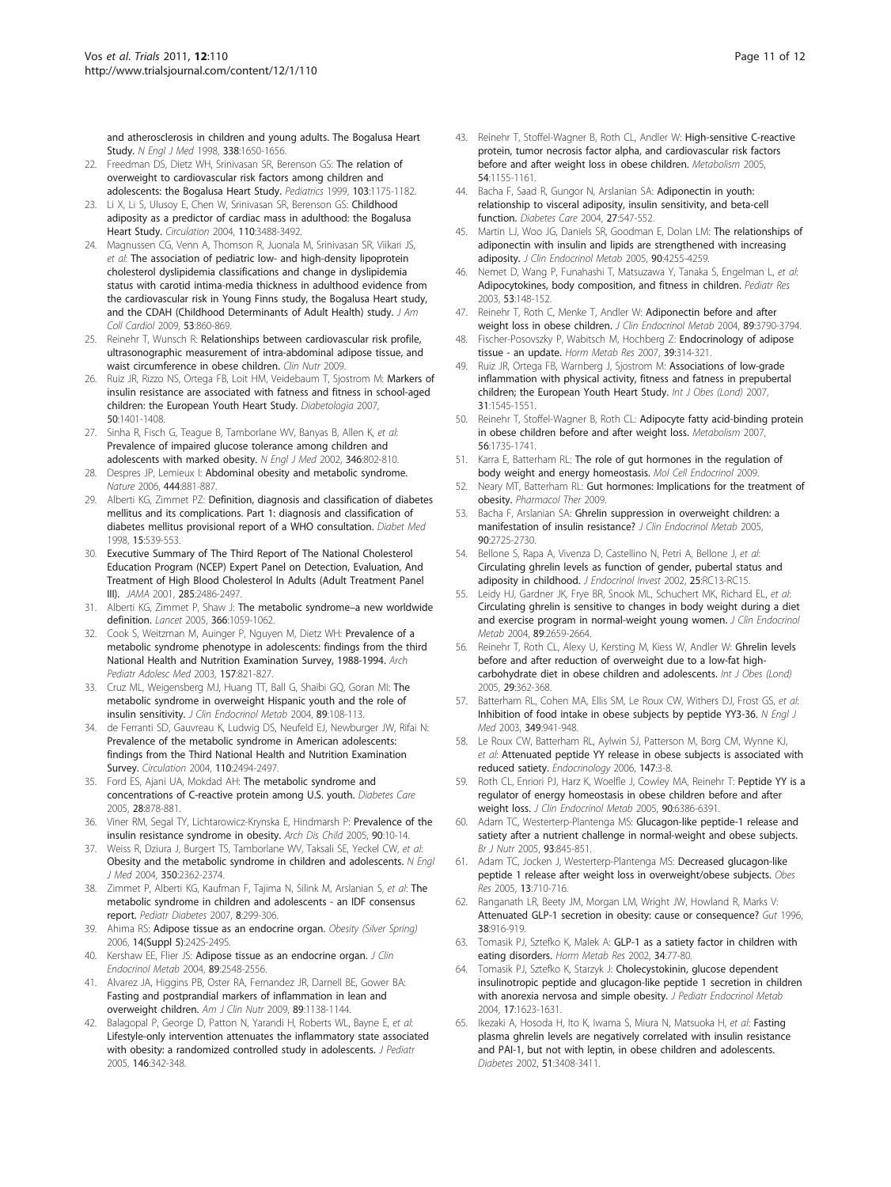and atherosclerosis in children and young adults. The Bogalusa Heart Study. *N Engl J Med* 1998, **338**:1650-1656.

22. Freedman DS, Dietz WH, Srinivasan SR, Berenson GS: **The relation of overweight to cardiovascular risk factors among children and adolescents: the Bogalusa Heart Study.** *Pediatrics* 1999, **103**:1175-1182.
23. Li X, Li S, Ulusoy E, Chen W, Srinivasan SR, Berenson GS: **Childhood adiposity as a predictor of cardiac mass in adulthood: the Bogalusa Heart Study.** *Circulation* 2004, **110**:3488-3492.
24. Magnussen CG, Venn A, Thomson R, Juonala M, Srinivasan SR, Viikari JS, *et al*: **The association of pediatric low- and high-density lipoprotein cholesterol dyslipidemia classifications and change in dyslipidemia status with carotid intima-media thickness in adulthood evidence from the cardiovascular risk in Young Finns study, the Bogalusa Heart study, and the CDAH (Childhood Determinants of Adult Health) study.** *J Am Coll Cardiol* 2009, **53**:860-869.
25. Reinehr T, Wunsch R: **Relationships between cardiovascular risk profile, ultrasonographic measurement of intra-abdominal adipose tissue, and waist circumference in obese children.** *Clin Nutr* 2009.
26. Ruiz JR, Rizzo NS, Ortega FB, Loit HM, Veidebaum T, Sjostrom M: **Markers of insulin resistance are associated with fatness and fitness in school-aged children: the European Youth Heart Study.** *Diabetologia* 2007, **50**:1401-1408.
27. Sinha R, Fisch G, Teague B, Tamborlane WV, Banyas B, Allen K, *et al*: **Prevalence of impaired glucose tolerance among children and adolescents with marked obesity.** *N Engl J Med* 2002, **346**:802-810.
28. Despres JP, Lemieux I: **Abdominal obesity and metabolic syndrome.** *Nature* 2006, **444**:881-887.
29. Alberti KG, Zimmet PZ: **Definition, diagnosis and classification of diabetes mellitus and its complications. Part 1: diagnosis and classification of diabetes mellitus provisional report of a WHO consultation.** *Diabet Med* 1998, **15**:539-553.
30. **Executive Summary of The Third Report of The National Cholesterol Education Program (NCEP) Expert Panel on Detection, Evaluation, And Treatment of High Blood Cholesterol In Adults (Adult Treatment Panel III).** *JAMA* 2001, **285**:2486-2497.
31. Alberti KG, Zimmet P, Shaw J: **The metabolic syndrome–a new worldwide definition.** *Lancet* 2005, **366**:1059-1062.
32. Cook S, Weitzman M, Auinger P, Nguyen M, Dietz WH: **Prevalence of a metabolic syndrome phenotype in adolescents: findings from the third National Health and Nutrition Examination Survey, 1988-1994.** *Arch Pediatr Adolesc Med* 2003, **157**:821-827.
33. Cruz ML, Weigensberg MJ, Huang TT, Ball G, Shaibi GQ, Goran MI: **The metabolic syndrome in overweight Hispanic youth and the role of insulin sensitivity.** *J Clin Endocrinol Metab* 2004, **89**:108-113.
34. de Ferranti SD, Gauvreau K, Ludwig DS, Neufeld EJ, Newburger JW, Rifai N: **Prevalence of the metabolic syndrome in American adolescents: findings from the Third National Health and Nutrition Examination Survey.** *Circulation* 2004, **110**:2494-2497.
35. Ford ES, Ajani UA, Mokdad AH: **The metabolic syndrome and concentrations of C-reactive protein among U.S. youth.** *Diabetes Care* 2005, **28**:878-881.
36. Viner RM, Segal TY, Lichtarowicz-Krynska E, Hindmarsh P: **Prevalence of the insulin resistance syndrome in obesity.** *Arch Dis Child* 2005, **90**:10-14.
37. Weiss R, Dziura J, Burgert TS, Tamborlane WV, Taksali SE, Yeckel CW, *et al*: **Obesity and the metabolic syndrome in children and adolescents.** *N Engl J Med* 2004, **350**:2362-2374.
38. Zimmet P, Alberti KG, Kaufman F, Tajima N, Silink M, Arslanian S, *et al*: **The metabolic syndrome in children and adolescents - an IDF consensus report.** *Pediatr Diabetes* 2007, **8**:299-306.
39. Ahima RS: **Adipose tissue as an endocrine organ.** *Obesity (Silver Spring)* 2006, **14(Suppl 5)**:242S-249S.
40. Kershaw EE, Flier JS: **Adipose tissue as an endocrine organ.** *J Clin Endocrinol Metab* 2004, **89**:2548-2556.
41. Alvarez JA, Higgins PB, Oster RA, Fernandez JR, Darnell BE, Gower BA: **Fasting and postprandial markers of inflammation in lean and overweight children.** *Am J Clin Nutr* 2009, **89**:1138-1144.
42. Balagopal P, George D, Patton N, Yarandi H, Roberts WL, Bayne E, *et al*: **Lifestyle-only intervention attenuates the inflammatory state associated with obesity: a randomized controlled study in adolescents.** *J Pediatr* 2005, **146**:342-348.
43. Reinehr T, Stoffel-Wagner B, Roth CL, Andler W: **High-sensitive C-reactive protein, tumor necrosis factor alpha, and cardiovascular risk factors before and after weight loss in obese children.** *Metabolism* 2005, **54**:1155-1161.
44. Bacha F, Saad R, Gungor N, Arslanian SA: **Adiponectin in youth: relationship to visceral adiposity, insulin sensitivity, and beta-cell function.** *Diabetes Care* 2004, **27**:547-552.
45. Martin LJ, Woo JG, Daniels SR, Goodman E, Dolan LM: **The relationships of adiponectin with insulin and lipids are strengthened with increasing adiposity.** *J Clin Endocrinol Metab* 2005, **90**:4255-4259.
46. Nemet D, Wang P, Funahashi T, Matsuzawa Y, Tanaka S, Engelman L, *et al*: **Adipocytokines, body composition, and fitness in children.** *Pediatr Res* 2003, **53**:148-152.
47. Reinehr T, Roth C, Menke T, Andler W: **Adiponectin before and after weight loss in obese children.** *J Clin Endocrinol Metab* 2004, **89**:3790-3794.
48. Fischer-Posovszky P, Wabitsch M, Hochberg Z: **Endocrinology of adipose tissue - an update.** *Horm Metab Res* 2007, **39**:314-321.
49. Ruiz JR, Ortega FB, Warnberg J, Sjostrom M: **Associations of low-grade inflammation with physical activity, fitness and fatness in prepubertal children; the European Youth Heart Study.** *Int J Obes (Lond)* 2007, **31**:1545-1551.
50. Reinehr T, Stoffel-Wagner B, Roth CL: **Adipocyte fatty acid-binding protein in obese children before and after weight loss.** *Metabolism* 2007, **56**:1735-1741.
51. Karra E, Batterham RL: **The role of gut hormones in the regulation of body weight and energy homeostasis.** *Mol Cell Endocrinol* 2009.
52. Neary MT, Batterham RL: **Gut hormones: Implications for the treatment of obesity.** *Pharmacol Ther* 2009.
53. Bacha F, Arslanian SA: **Ghrelin suppression in overweight children: a manifestation of insulin resistance?** *J Clin Endocrinol Metab* 2005, **90**:2725-2730.
54. Bellone S, Rapa A, Vivenza D, Castellino N, Petri A, Bellone J, *et al*: **Circulating ghrelin levels as function of gender, pubertal status and adiposity in childhood.** *J Endocrinol Invest* 2002, **25**:RC13-RC15.
55. Leidy HJ, Gardner JK, Frye BR, Snook ML, Schuchert MK, Richard EL, *et al*: **Circulating ghrelin is sensitive to changes in body weight during a diet and exercise program in normal-weight young women.** *J Clin Endocrinol Metab* 2004, **89**:2659-2664.
56. Reinehr T, Roth CL, Alexy U, Kersting M, Kiess W, Andler W: **Ghrelin levels before and after reduction of overweight due to a low-fat high-carbohydrate diet in obese children and adolescents.** *Int J Obes (Lond)* 2005, **29**:362-368.
57. Batterham RL, Cohen MA, Ellis SM, Le Roux CW, Withers DJ, Frost GS, *et al*: **Inhibition of food intake in obese subjects by peptide YY3-36.** *N Engl J Med* 2003, **349**:941-948.
58. Le Roux CW, Batterham RL, Aylwin SJ, Patterson M, Borg CM, Wynne KJ, *et al*: **Attenuated peptide YY release in obese subjects is associated with reduced satiety.** *Endocrinology* 2006, **147**:3-8.
59. Roth CL, Enriori PJ, Harz K, Woelfle J, Cowley MA, Reinehr T: **Peptide YY is a regulator of energy homeostasis in obese children before and after weight loss.** *J Clin Endocrinol Metab* 2005, **90**:6386-6391.
60. Adam TC, Westerterp-Plantenga MS: **Glucagon-like peptide-1 release and satiety after a nutrient challenge in normal-weight and obese subjects.** *Br J Nutr* 2005, **93**:845-851.
61. Adam TC, Jocken J, Westerterp-Plantenga MS: **Decreased glucagon-like peptide 1 release after weight loss in overweight/obese subjects.** *Obes Res* 2005, **13**:710-716.
62. Ranganath LR, Beety JM, Morgan LM, Wright JW, Howland R, Marks V: **Attenuated GLP-1 secretion in obesity: cause or consequence?** *Gut* 1996, **38**:916-919.
63. Tomasik PJ, Sztefko K, Malek A: **GLP-1 as a satiety factor in children with eating disorders.** *Horm Metab Res* 2002, **34**:77-80.
64. Tomasik PJ, Sztefko K, Starzyk J: **Cholecystokinin, glucose dependent insulinotropic peptide and glucagon-like peptide 1 secretion in children with anorexia nervosa and simple obesity.** *J Pediatr Endocrinol Metab* 2004, **17**:1623-1631.
65. Ikezaki A, Hosoda H, Ito K, Iwama S, Miura N, Matsuoka H, *et al*: **Fasting plasma ghrelin levels are negatively correlated with insulin resistance and PAI-1, but not with leptin, in obese children and adolescents.** *Diabetes* 2002, **51**:3408-3411.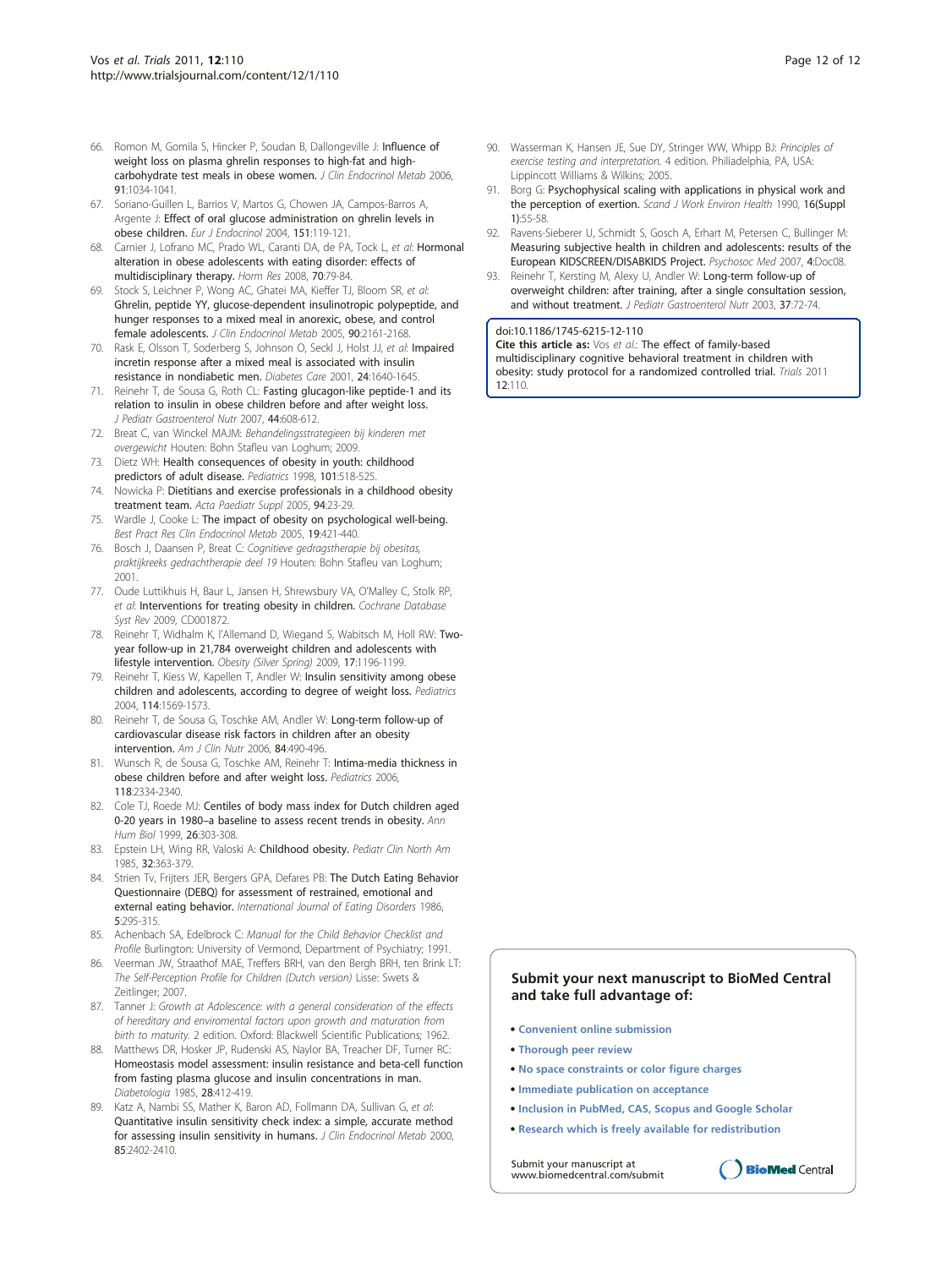66. Romon M, Gomila S, Hincker P, Soudan B, Dallongeville J: Influence of weight loss on plasma ghrelin responses to high-fat and high-carbohydrate test meals in obese women. *J Clin Endocrinol Metab* 2006, **91**:1034-1041.
67. Soriano-Guillen L, Barrios V, Martos G, Chowen JA, Campos-Barros A, Argente J: Effect of oral glucose administration on ghrelin levels in obese children. *Eur J Endocrinol* 2004, **151**:119-121.
68. Carnier J, Lofrano MC, Prado WL, Caranti DA, de PA, Tock L, *et al*: Hormonal alteration in obese adolescents with eating disorder: effects of multidisciplinary therapy. *Horm Res* 2008, **70**:79-84.
69. Stock S, Leichner P, Wong AC, Ghatei MA, Kieffer TJ, Bloom SR, *et al*: Ghrelin, peptide YY, glucose-dependent insulinotropic polypeptide, and hunger responses to a mixed meal in anorexic, obese, and control female adolescents. *J Clin Endocrinol Metab* 2005, **90**:2161-2168.
70. Rask E, Olsson T, Soderberg S, Johnson O, Seckl J, Holst JJ, *et al*: Impaired incretin response after a mixed meal is associated with insulin resistance in nondiabetic men. *Diabetes Care* 2001, **24**:1640-1645.
71. Reinehr T, de Sousa G, Roth CL: Fasting glucagon-like peptide-1 and its relation to insulin in obese children before and after weight loss. *J Pediatr Gastroenterol Nutr* 2007, **44**:608-612.
72. Breat C, van Winckel MAJM: *Behandelingsstrategieen bij kinderen met overgewicht* Houten: Bohn Stafleu van Loghum; 2009.
73. Dietz WH: Health consequences of obesity in youth: childhood predictors of adult disease. *Pediatrics* 1998, **101**:518-525.
74. Nowicka P: Dietitians and exercise professionals in a childhood obesity treatment team. *Acta Paediatr Suppl* 2005, **94**:23-29.
75. Wardle J, Cooke L: The impact of obesity on psychological well-being. *Best Pract Res Clin Endocrinol Metab* 2005, **19**:421-440.
76. Bosch J, Daansen P, Breat C: *Cognitieve gedragstherapie bij obesitas, praktijkreeks gedrachtherapie deel 19* Houten: Bohn Stafleu van Loghum; 2001.
77. Oude Luttikhuis H, Baur L, Jansen H, Shrewsbury VA, O'Malley C, Stolk RP, *et al*: Interventions for treating obesity in children. *Cochrane Database Syst Rev* 2009, CD001872.
78. Reinehr T, Widhalm K, l'Allemand D, Wiegand S, Wabitsch M, Holl RW: Two-year follow-up in 21,784 overweight children and adolescents with lifestyle intervention. *Obesity (Silver Spring)* 2009, **17**:1196-1199.
79. Reinehr T, Kiess W, Kapellen T, Andler W: Insulin sensitivity among obese children and adolescents, according to degree of weight loss. *Pediatrics* 2004, **114**:1569-1573.
80. Reinehr T, de Sousa G, Toschke AM, Andler W: Long-term follow-up of cardiovascular disease risk factors in children after an obesity intervention. *Am J Clin Nutr* 2006, **84**:490-496.
81. Wunsch R, de Sousa G, Toschke AM, Reinehr T: Intima-media thickness in obese children before and after weight loss. *Pediatrics* 2006, **118**:2334-2340.
82. Cole TJ, Roede MJ: Centiles of body mass index for Dutch children aged 0-20 years in 1980–a baseline to assess recent trends in obesity. *Ann Hum Biol* 1999, **26**:303-308.
83. Epstein LH, Wing RR, Valoski A: Childhood obesity. *Pediatr Clin North Am* 1985, **32**:363-379.
84. Strien Tv, Frijters JER, Bergers GPA, Defares PB: The Dutch Eating Behavior Questionnaire (DEBQ) for assessment of restrained, emotional and external eating behavior. *International Journal of Eating Disorders* 1986, **5**:295-315.
85. Achenbach SA, Edelbrock C: *Manual for the Child Behavior Checklist and Profile* Burlington: University of Vermond, Department of Psychiatry; 1991.
86. Veerman JW, Straathof MAE, Treffers BRH, van den Bergh BRH, ten Brink LT: *The Self-Perception Profile for Children (Dutch version)* Lisse: Swets & Zeitlinger; 2007.
87. Tanner J: *Growth at Adolescence: with a general consideration of the effects of hereditary and enviromental factors upon growth and maturation from birth to maturity.* 2 edition. Oxford: Blackwell Scientific Publications; 1962.
88. Matthews DR, Hosker JP, Rudenski AS, Naylor BA, Treacher DF, Turner RC: Homeostasis model assessment: insulin resistance and beta-cell function from fasting plasma glucose and insulin concentrations in man. *Diabetologia* 1985, **28**:412-419.
89. Katz A, Nambi SS, Mather K, Baron AD, Follmann DA, Sullivan G, *et al*: Quantitative insulin sensitivity check index: a simple, accurate method for assessing insulin sensitivity in humans. *J Clin Endocrinol Metab* 2000, **85**:2402-2410.
90. Wasserman K, Hansen JE, Sue DY, Stringer WW, Whipp BJ: *Principles of exercise testing and interpretation.* 4 edition. Philiadelphia, PA, USA: Lippincott Williams & Wilkins; 2005.
91. Borg G: Psychophysical scaling with applications in physical work and the perception of exertion. *Scand J Work Environ Health* 1990, **16(Suppl 1)**:55-58.
92. Ravens-Sieberer U, Schmidt S, Gosch A, Erhart M, Petersen C, Bullinger M: Measuring subjective health in children and adolescents: results of the European KIDSCREEN/DISABKIDS Project. *Psychosoc Med* 2007, **4**:Doc08.
93. Reinehr T, Kersting M, Alexy U, Andler W: Long-term follow-up of overweight children: after training, after a single consultation session, and without treatment. *J Pediatr Gastroenterol Nutr* 2003, **37**:72-74.

doi:10.1186/1745-6215-12-110

**Cite this article as:** Vos *et al.*: The effect of family-based multidisciplinary cognitive behavioral treatment in children with obesity: study protocol for a randomized controlled trial. *Trials* 2011 **12**:110.

**Submit your next manuscript to BioMed Central and take full advantage of:**

- Convenient online submission
- Thorough peer review
- No space constraints or color figure charges
- Immediate publication on acceptance
- Inclusion in PubMed, CAS, Scopus and Google Scholar
- Research which is freely available for redistribution

Submit your manuscript at www.biomedcentral.com/submit

BioMed Central